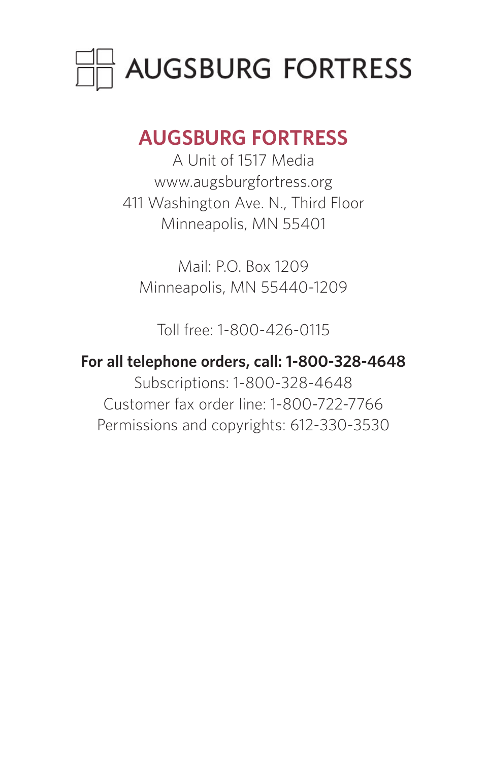AUGSBURG FORTRESS

## AUGSBURG FORTRESS

A Unit of 1517 Media
www.augsburgfortress.org
411 Washington Ave. N., Third Floor
Minneapolis, MN 55401

Mail: P.O. Box 1209
Minneapolis, MN 55440-1209

Toll free: 1-800-426-0115

**For all telephone orders, call: 1-800-328-4648**
Subscriptions: 1-800-328-4648
Customer fax order line: 1-800-722-7766
Permissions and copyrights: 612-330-3530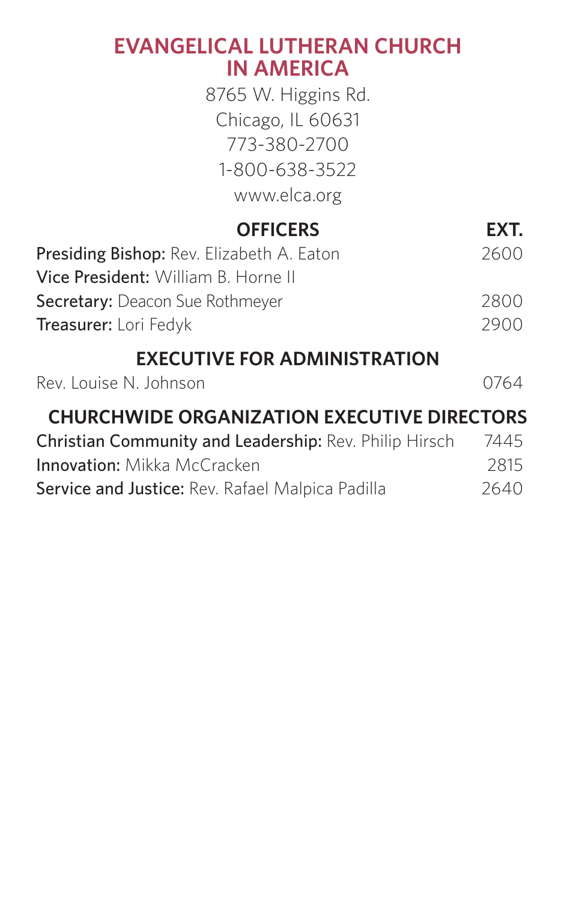# EVANGELICAL LUTHERAN CHURCH IN AMERICA

8765 W. Higgins Rd.
Chicago, IL 60631
773-380-2700
1-800-638-3522
www.elca.org

| OFFICERS | EXT. |
| --- | --- |
| **Presiding Bishop:** Rev. Elizabeth A. Eaton | 2600 |
| **Vice President:** William B. Horne II | |
| **Secretary:** Deacon Sue Rothmeyer | 2800 |
| **Treasurer:** Lori Fedyk | 2900 |

## EXECUTIVE FOR ADMINISTRATION

| | |
| --- | --- |
| Rev. Louise N. Johnson | 0764 |

## CHURCHWIDE ORGANIZATION EXECUTIVE DIRECTORS

| | |
| --- | --- |
| **Christian Community and Leadership:** Rev. Philip Hirsch | 7445 |
| **Innovation:** Mikka McCracken | 2815 |
| **Service and Justice:** Rev. Rafael Malpica Padilla | 2640 |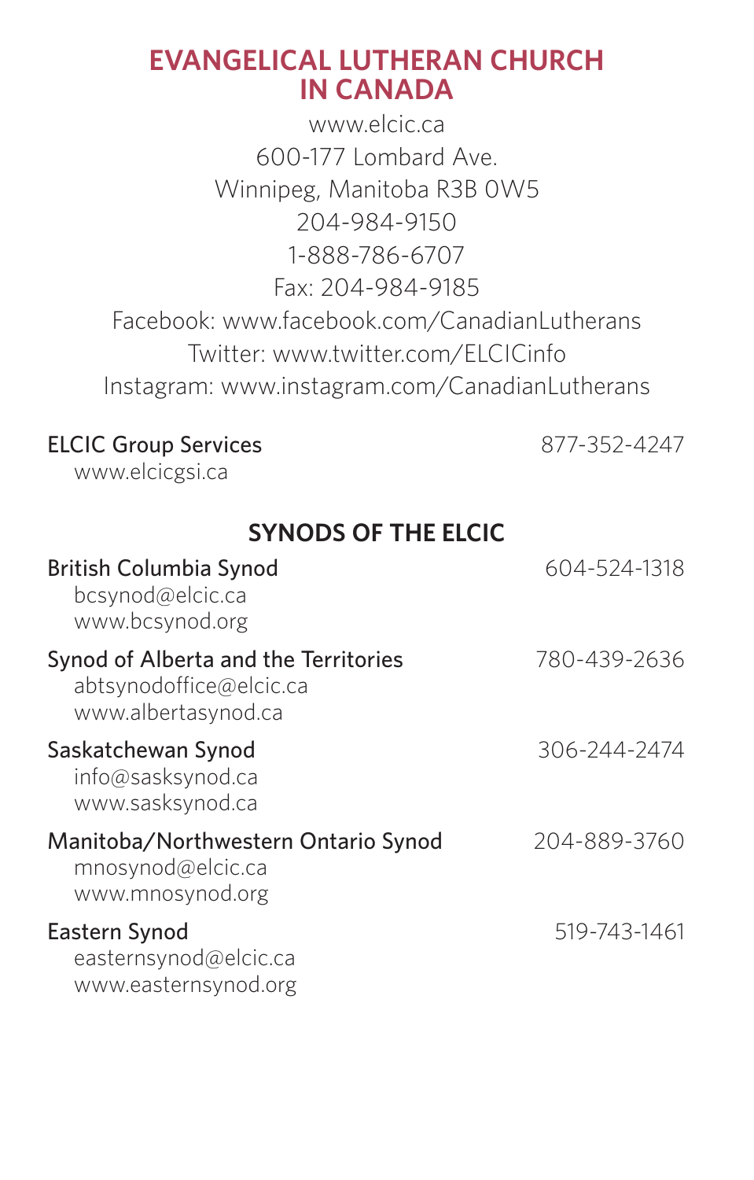# EVANGELICAL LUTHERAN CHURCH IN CANADA

www.elcic.ca
600-177 Lombard Ave.
Winnipeg, Manitoba R3B 0W5
204-984-9150
1-888-786-6707
Fax: 204-984-9185
Facebook: www.facebook.com/CanadianLutherans
Twitter: www.twitter.com/ELCICinfo
Instagram: www.instagram.com/CanadianLutherans

ELCIC Group Services — 877-352-4247
www.elcicgsi.ca

## SYNODS OF THE ELCIC

British Columbia Synod — 604-524-1318
bcsynod@elcic.ca
www.bcsynod.org

Synod of Alberta and the Territories — 780-439-2636
abtsynodoffice@elcic.ca
www.albertasynod.ca

Saskatchewan Synod — 306-244-2474
info@sasksynod.ca
www.sasksynod.ca

Manitoba/Northwestern Ontario Synod — 204-889-3760
mnosynod@elcic.ca
www.mnosynod.org

Eastern Synod — 519-743-1461
easternsynod@elcic.ca
www.easternsynod.org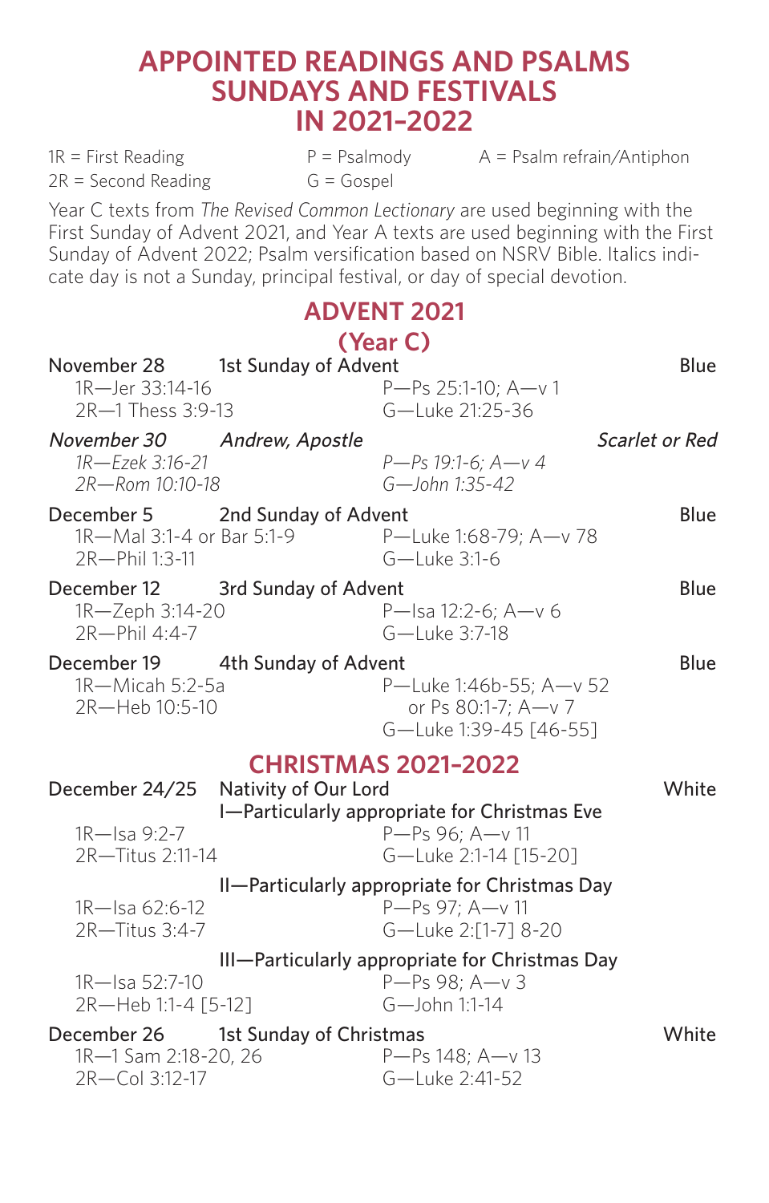# APPOINTED READINGS AND PSALMS SUNDAYS AND FESTIVALS IN 2021–2022

1R = First Reading  
2R = Second Reading  
P = Psalmody  
G = Gospel  
A = Psalm refrain/Antiphon

Year C texts from *The Revised Common Lectionary* are used beginning with the First Sunday of Advent 2021, and Year A texts are used beginning with the First Sunday of Advent 2022; Psalm versification based on NSRV Bible. Italics indicate day is not a Sunday, principal festival, or day of special devotion.

## ADVENT 2021 (Year C)

**November 28** — 1st Sunday of Advent — Blue  
1R—Jer 33:14-16  
2R—1 Thess 3:9-13  
P—Ps 25:1-10; A—v 1  
G—Luke 21:25-36

*November 30* — *Andrew, Apostle* — *Scarlet or Red*  
*1R—Ezek 3:16-21*  
*2R—Rom 10:10-18*  
*P—Ps 19:1-6; A—v 4*  
*G—John 1:35-42*

**December 5** — 2nd Sunday of Advent — Blue  
1R—Mal 3:1-4 or Bar 5:1-9  
2R—Phil 1:3-11  
P—Luke 1:68-79; A—v 78  
G—Luke 3:1-6

**December 12** — 3rd Sunday of Advent — Blue  
1R—Zeph 3:14-20  
2R—Phil 4:4-7  
P—Isa 12:2-6; A—v 6  
G—Luke 3:7-18

**December 19** — 4th Sunday of Advent — Blue  
1R—Micah 5:2-5a  
2R—Heb 10:5-10  
P—Luke 1:46b-55; A—v 52  
or Ps 80:1-7; A—v 7  
G—Luke 1:39-45 [46-55]

## CHRISTMAS 2021–2022

**December 24/25** — Nativity of Our Lord — White

I—Particularly appropriate for Christmas Eve  
1R—Isa 9:2-7  
2R—Titus 2:11-14  
P—Ps 96; A—v 11  
G—Luke 2:1-14 [15-20]

II—Particularly appropriate for Christmas Day  
1R—Isa 62:6-12  
2R—Titus 3:4-7  
P—Ps 97; A—v 11  
G—Luke 2:[1-7] 8-20

III—Particularly appropriate for Christmas Day  
1R—Isa 52:7-10  
2R—Heb 1:1-4 [5-12]  
P—Ps 98; A—v 3  
G—John 1:1-14

**December 26** — 1st Sunday of Christmas — White  
1R—1 Sam 2:18-20, 26  
2R—Col 3:12-17  
P—Ps 148; A—v 13  
G—Luke 2:41-52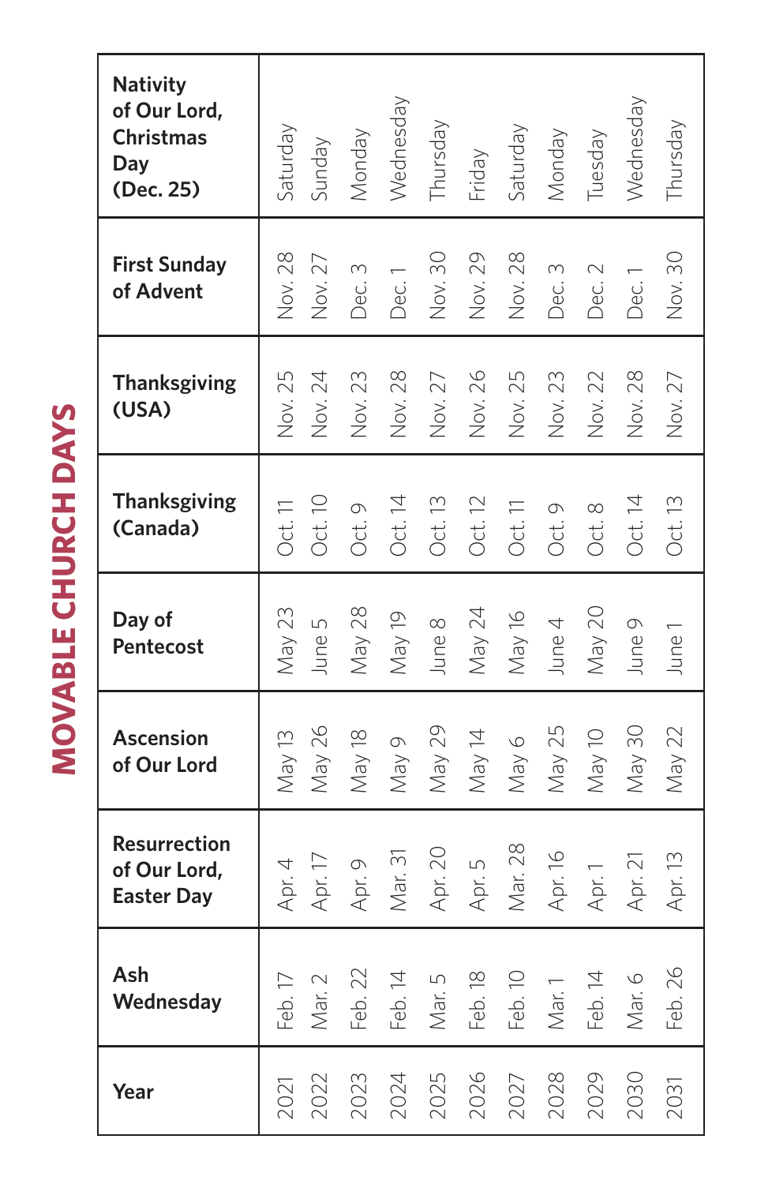# MOVABLE CHURCH DAYS

| Year | Ash Wednesday | Resurrection of Our Lord, Easter Day | Ascension of Our Lord | Day of Pentecost | Thanksgiving (Canada) | Thanksgiving (USA) | First Sunday of Advent | Nativity of Our Lord, Christmas Day (Dec. 25) |
|---|---|---|---|---|---|---|---|---|
| 2021 | Feb. 17 | Apr. 4 | May 13 | May 23 | Oct. 11 | Nov. 25 | Nov. 28 | Saturday |
| 2022 | Mar. 2 | Apr. 17 | May 26 | June 5 | Oct. 10 | Nov. 24 | Nov. 27 | Sunday |
| 2023 | Feb. 22 | Apr. 9 | May 18 | May 28 | Oct. 9 | Nov. 23 | Dec. 3 | Monday |
| 2024 | Feb. 14 | Mar. 31 | May 9 | May 19 | Oct. 14 | Nov. 28 | Dec. 1 | Wednesday |
| 2025 | Mar. 5 | Apr. 20 | May 29 | June 8 | Oct. 13 | Nov. 27 | Nov. 30 | Thursday |
| 2026 | Feb. 18 | Apr. 5 | May 14 | May 24 | Oct. 12 | Nov. 26 | Nov. 29 | Friday |
| 2027 | Feb. 10 | Mar. 28 | May 6 | May 16 | Oct. 11 | Nov. 25 | Nov. 28 | Saturday |
| 2028 | Mar. 1 | Apr. 16 | May 25 | June 4 | Oct. 9 | Nov. 23 | Dec. 3 | Monday |
| 2029 | Feb. 14 | Apr. 1 | May 10 | May 20 | Oct. 8 | Nov. 22 | Dec. 2 | Tuesday |
| 2030 | Mar. 6 | Apr. 21 | May 30 | June 9 | Oct. 14 | Nov. 28 | Dec. 1 | Wednesday |
| 2031 | Feb. 26 | Apr. 13 | May 22 | June 1 | Oct. 13 | Nov. 27 | Nov. 30 | Thursday |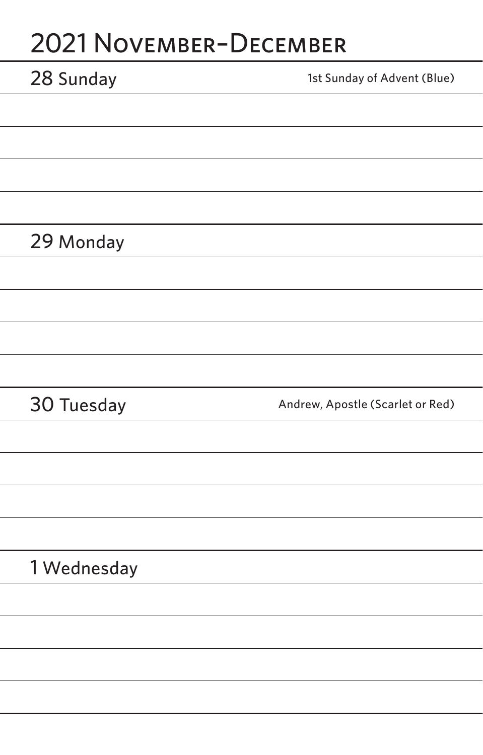# 2021 November–December

## 28 Sunday

1st Sunday of Advent (Blue)

## 29 Monday

## 30 Tuesday

Andrew, Apostle (Scarlet or Red)

## 1 Wednesday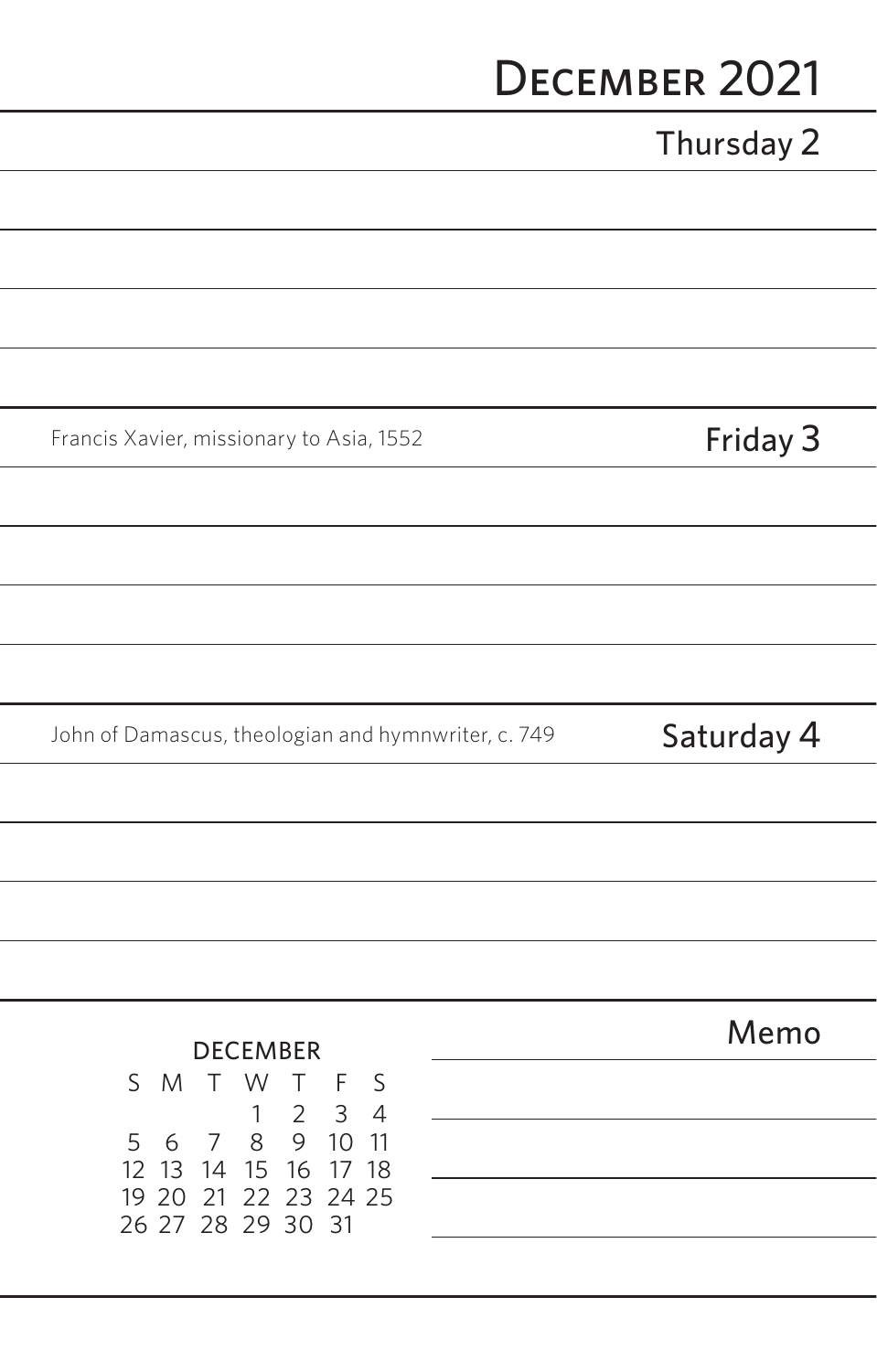# December 2021

## Thursday 2

## Friday 3

Francis Xavier, missionary to Asia, 1552

## Saturday 4

John of Damascus, theologian and hymnwriter, c. 749

## Memo

**DECEMBER**

| S | M | T | W | T | F | S |
|---|---|---|---|---|---|---|
| | | | 1 | 2 | 3 | 4 |
| 5 | 6 | 7 | 8 | 9 | 10 | 11 |
| 12 | 13 | 14 | 15 | 16 | 17 | 18 |
| 19 | 20 | 21 | 22 | 23 | 24 | 25 |
| 26 | 27 | 28 | 29 | 30 | 31 | |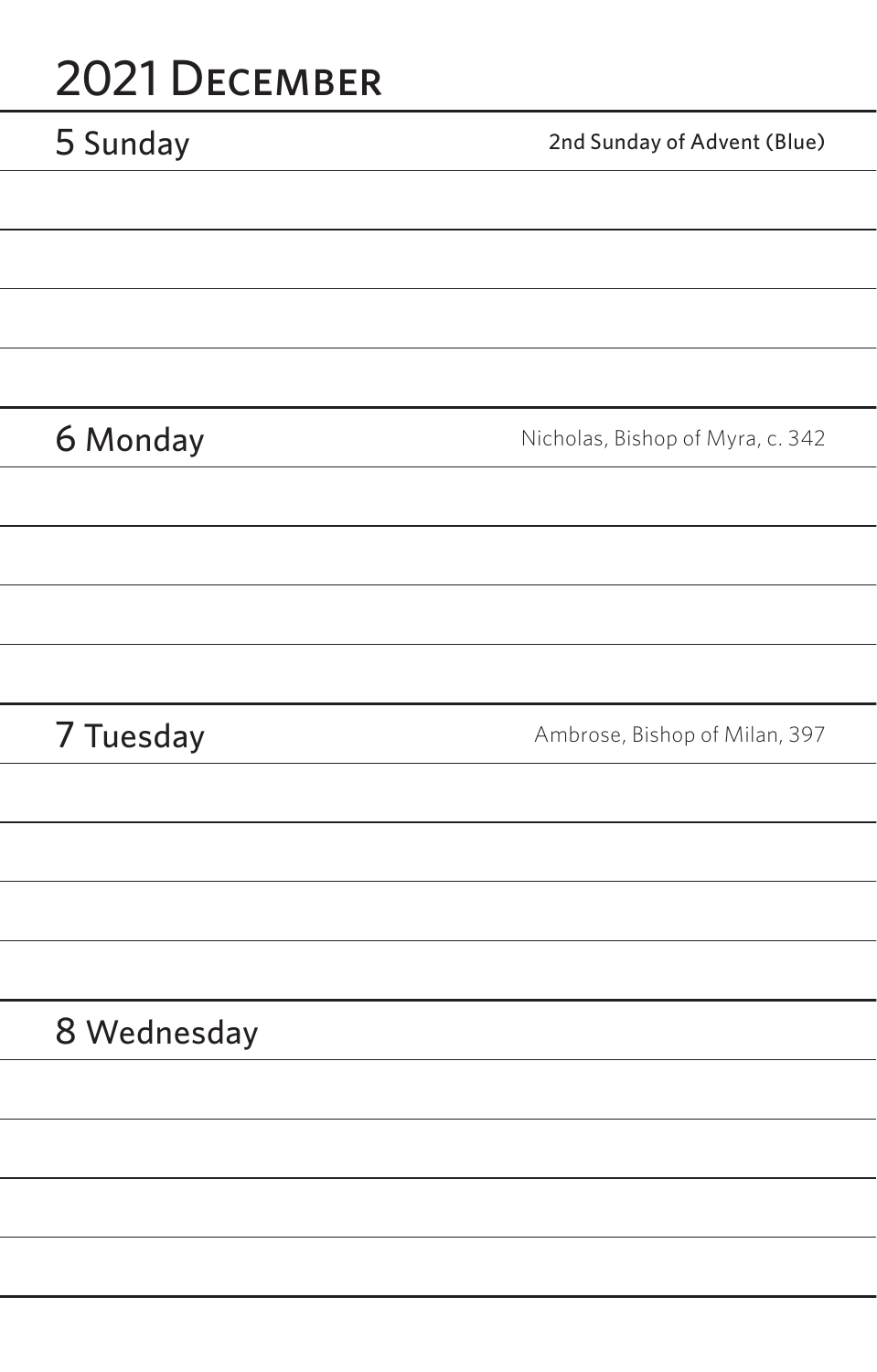# 2021 December

## 5 Sunday
2nd Sunday of Advent (Blue)

## 6 Monday
Nicholas, Bishop of Myra, c. 342

## 7 Tuesday
Ambrose, Bishop of Milan, 397

## 8 Wednesday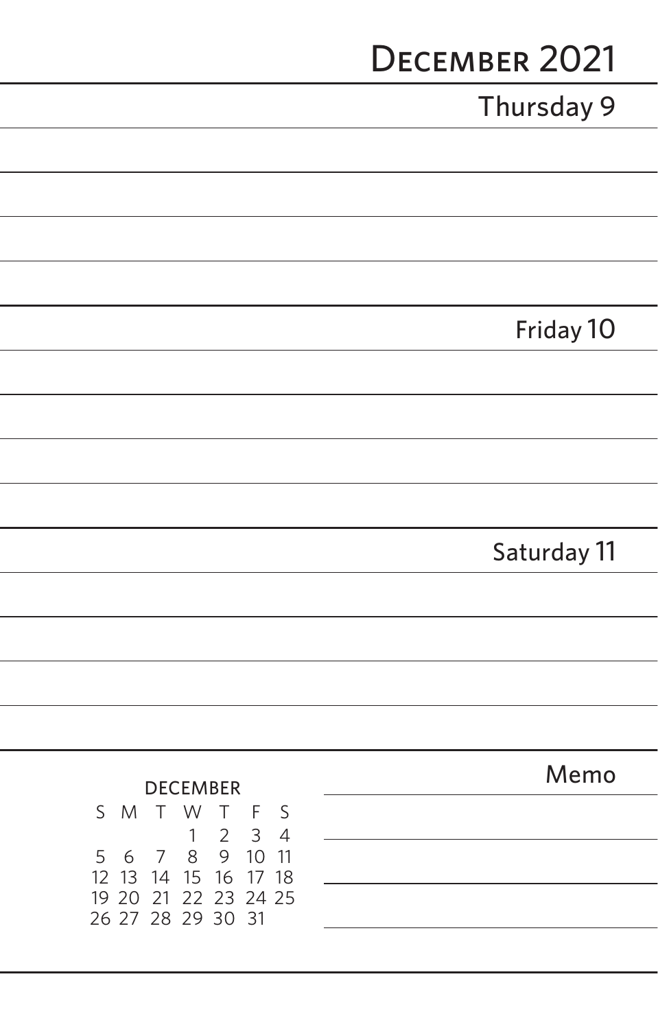# December 2021

## Thursday 9

## Friday 10

## Saturday 11

## Memo

| DECEMBER | | | | | | |
|---|---|---|---|---|---|---|
| S | M | T | W | T | F | S |
| | | | 1 | 2 | 3 | 4 |
| 5 | 6 | 7 | 8 | 9 | 10 | 11 |
| 12 | 13 | 14 | 15 | 16 | 17 | 18 |
| 19 | 20 | 21 | 22 | 23 | 24 | 25 |
| 26 | 27 | 28 | 29 | 30 | 31 | |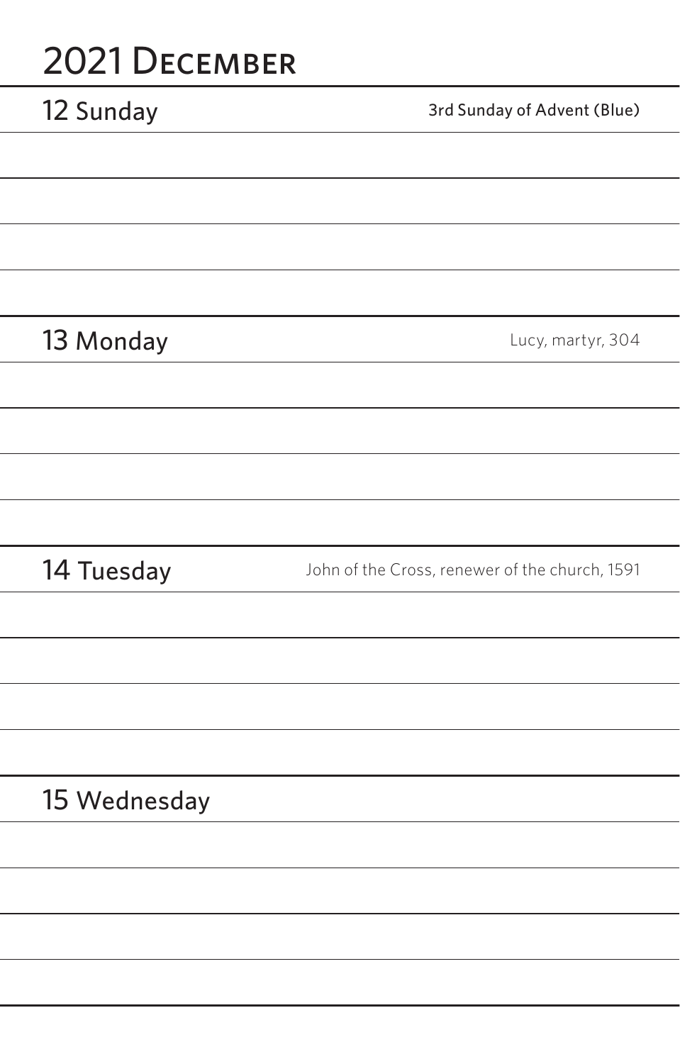# 2021 December

## 12 Sunday

3rd Sunday of Advent (Blue)

## 13 Monday

Lucy, martyr, 304

## 14 Tuesday

John of the Cross, renewer of the church, 1591

## 15 Wednesday